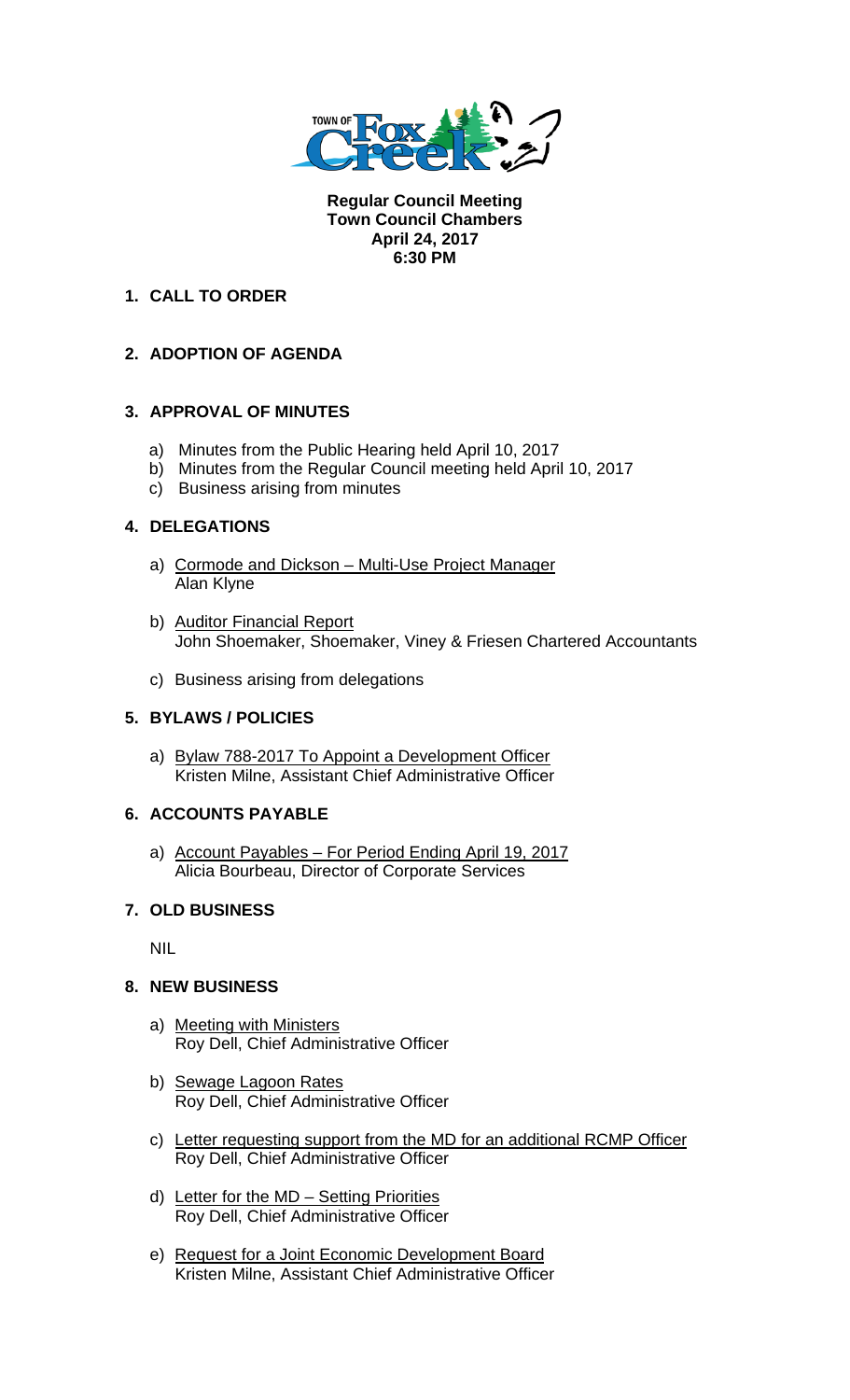**Regular Council Meeting**
**Town Council Chambers**
**April 24, 2017**
**6:30 PM**

1. **CALL TO ORDER**

2. **ADOPTION OF AGENDA**

3. **APPROVAL OF MINUTES**
   a) Minutes from the Public Hearing held April 10, 2017
   b) Minutes from the Regular Council meeting held April 10, 2017
   c) Business arising from minutes

4. **DELEGATIONS**
   a) Cormode and Dickson – Multi-Use Project Manager
      Alan Klyne
   b) Auditor Financial Report
      John Shoemaker, Shoemaker, Viney & Friesen Chartered Accountants
   c) Business arising from delegations

5. **BYLAWS / POLICIES**
   a) Bylaw 788-2017 To Appoint a Development Officer
      Kristen Milne, Assistant Chief Administrative Officer

6. **ACCOUNTS PAYABLE**
   a) Account Payables – For Period Ending April 19, 2017
      Alicia Bourbeau, Director of Corporate Services

7. **OLD BUSINESS**

   NIL

8. **NEW BUSINESS**
   a) Meeting with Ministers
      Roy Dell, Chief Administrative Officer
   b) Sewage Lagoon Rates
      Roy Dell, Chief Administrative Officer
   c) Letter requesting support from the MD for an additional RCMP Officer
      Roy Dell, Chief Administrative Officer
   d) Letter for the MD – Setting Priorities
      Roy Dell, Chief Administrative Officer
   e) Request for a Joint Economic Development Board
      Kristen Milne, Assistant Chief Administrative Officer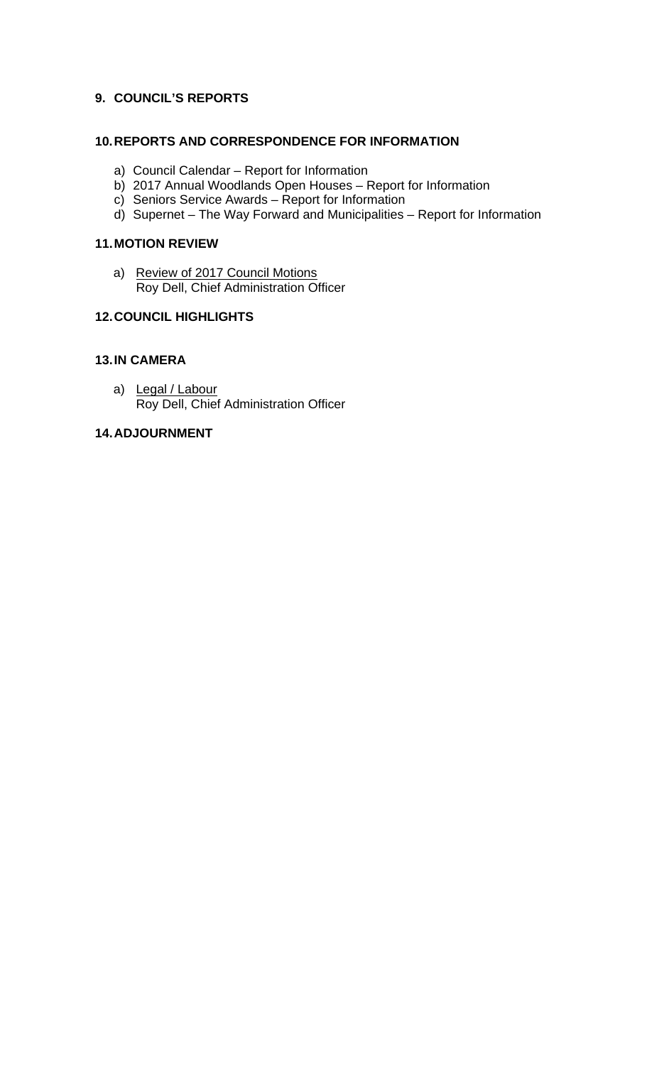## 9. COUNCIL'S REPORTS

## 10. REPORTS AND CORRESPONDENCE FOR INFORMATION

a) Council Calendar – Report for Information
b) 2017 Annual Woodlands Open Houses – Report for Information
c) Seniors Service Awards – Report for Information
d) Supernet – The Way Forward and Municipalities – Report for Information

## 11. MOTION REVIEW

a) Review of 2017 Council Motions
Roy Dell, Chief Administration Officer

## 12. COUNCIL HIGHLIGHTS

## 13. IN CAMERA

a) Legal / Labour
Roy Dell, Chief Administration Officer

## 14. ADJOURNMENT